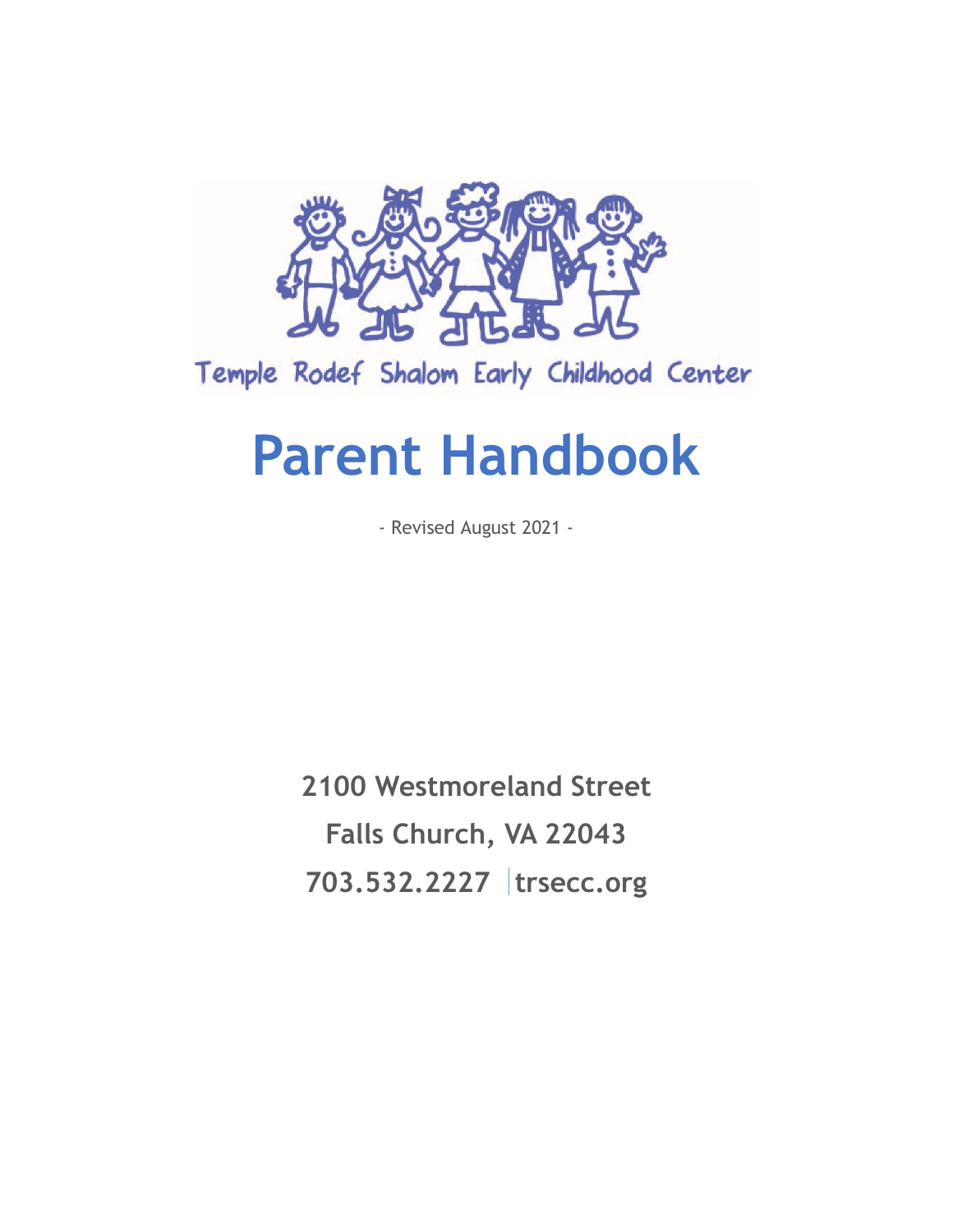Temple Rodef Shalom Early Childhood Center

# Parent Handbook

- Revised August 2021 -

**2100 Westmoreland Street**

**Falls Church, VA 22043**

**703.532.2227 | trsecc.org**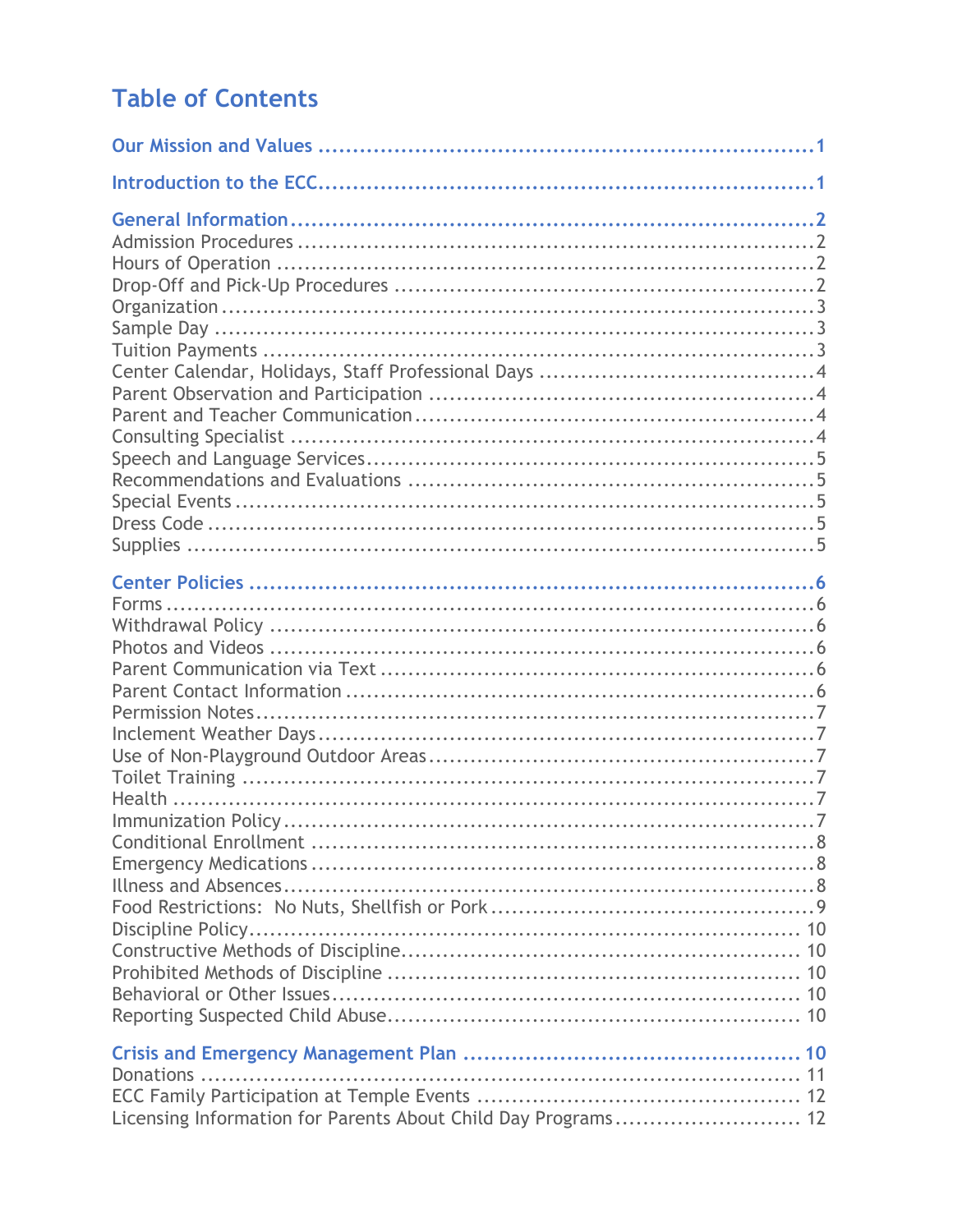# Table of Contents

**Our Mission and Values** ........................................................................ 1

**Introduction to the ECC** ........................................................................ 1

**General Information** ........................................................................ 2
Admission Procedures ........................................................................ 2
Hours of Operation ........................................................................ 2
Drop-Off and Pick-Up Procedures ........................................................................ 2
Organization ........................................................................ 3
Sample Day ........................................................................ 3
Tuition Payments ........................................................................ 3
Center Calendar, Holidays, Staff Professional Days ........................................................................ 4
Parent Observation and Participation ........................................................................ 4
Parent and Teacher Communication ........................................................................ 4
Consulting Specialist ........................................................................ 4
Speech and Language Services ........................................................................ 5
Recommendations and Evaluations ........................................................................ 5
Special Events ........................................................................ 5
Dress Code ........................................................................ 5
Supplies ........................................................................ 5

**Center Policies** ........................................................................ 6
Forms ........................................................................ 6
Withdrawal Policy ........................................................................ 6
Photos and Videos ........................................................................ 6
Parent Communication via Text ........................................................................ 6
Parent Contact Information ........................................................................ 6
Permission Notes ........................................................................ 7
Inclement Weather Days ........................................................................ 7
Use of Non-Playground Outdoor Areas ........................................................................ 7
Toilet Training ........................................................................ 7
Health ........................................................................ 7
Immunization Policy ........................................................................ 7
Conditional Enrollment ........................................................................ 8
Emergency Medications ........................................................................ 8
Illness and Absences ........................................................................ 8
Food Restrictions: No Nuts, Shellfish or Pork ........................................................................ 9
Discipline Policy ........................................................................ 10
Constructive Methods of Discipline ........................................................................ 10
Prohibited Methods of Discipline ........................................................................ 10
Behavioral or Other Issues ........................................................................ 10
Reporting Suspected Child Abuse ........................................................................ 10

**Crisis and Emergency Management Plan** ........................................................................ 10
Donations ........................................................................ 11
ECC Family Participation at Temple Events ........................................................................ 12
Licensing Information for Parents About Child Day Programs ........................................................................ 12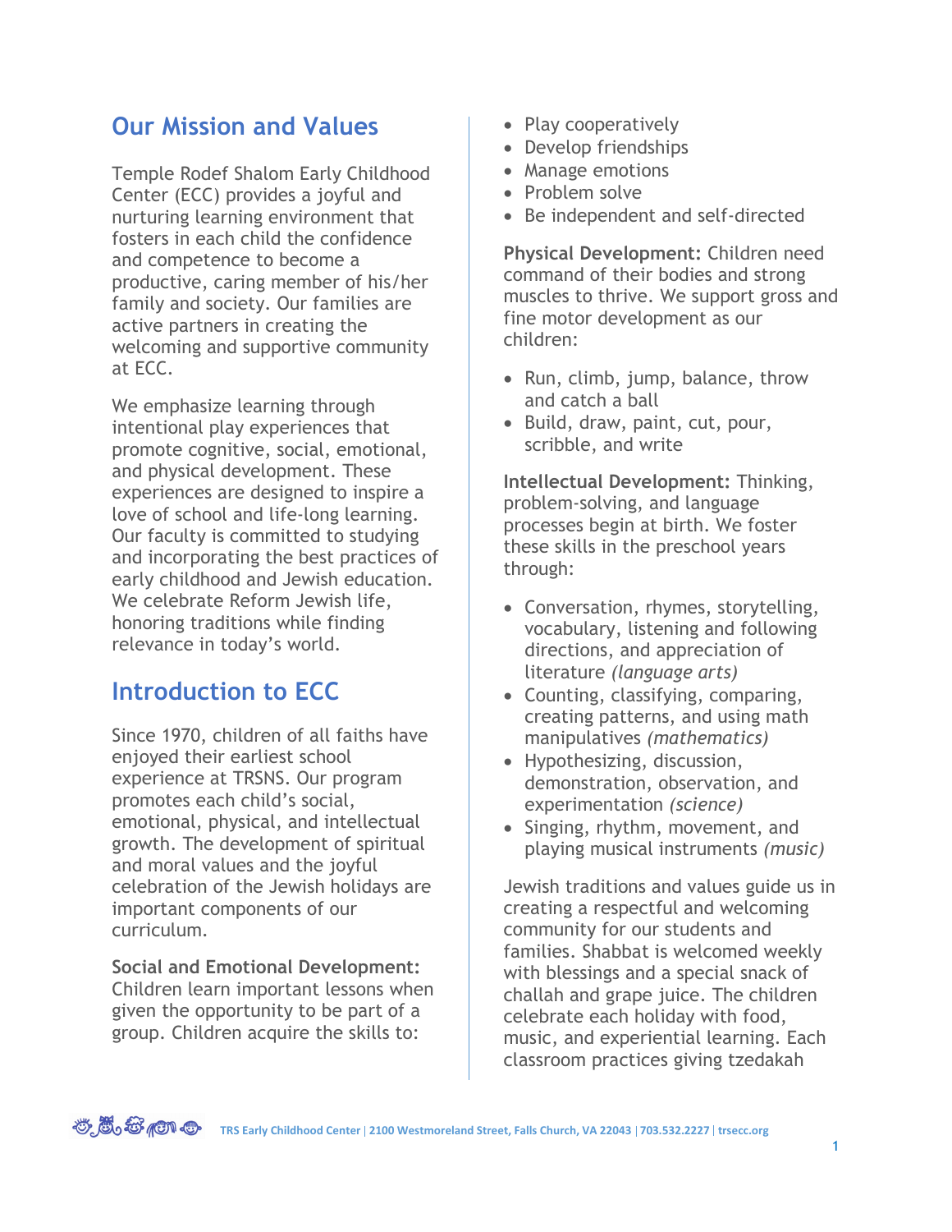## Our Mission and Values

Temple Rodef Shalom Early Childhood Center (ECC) provides a joyful and nurturing learning environment that fosters in each child the confidence and competence to become a productive, caring member of his/her family and society. Our families are active partners in creating the welcoming and supportive community at ECC.

We emphasize learning through intentional play experiences that promote cognitive, social, emotional, and physical development. These experiences are designed to inspire a love of school and life-long learning. Our faculty is committed to studying and incorporating the best practices of early childhood and Jewish education. We celebrate Reform Jewish life, honoring traditions while finding relevance in today's world.

## Introduction to ECC

Since 1970, children of all faiths have enjoyed their earliest school experience at TRSNS. Our program promotes each child's social, emotional, physical, and intellectual growth. The development of spiritual and moral values and the joyful celebration of the Jewish holidays are important components of our curriculum.

**Social and Emotional Development:** Children learn important lessons when given the opportunity to be part of a group. Children acquire the skills to:

- Play cooperatively
- Develop friendships
- Manage emotions
- Problem solve
- Be independent and self-directed

**Physical Development:** Children need command of their bodies and strong muscles to thrive. We support gross and fine motor development as our children:

- Run, climb, jump, balance, throw and catch a ball
- Build, draw, paint, cut, pour, scribble, and write

**Intellectual Development:** Thinking, problem-solving, and language processes begin at birth. We foster these skills in the preschool years through:

- Conversation, rhymes, storytelling, vocabulary, listening and following directions, and appreciation of literature *(language arts)*
- Counting, classifying, comparing, creating patterns, and using math manipulatives *(mathematics)*
- Hypothesizing, discussion, demonstration, observation, and experimentation *(science)*
- Singing, rhythm, movement, and playing musical instruments *(music)*

Jewish traditions and values guide us in creating a respectful and welcoming community for our students and families. Shabbat is welcomed weekly with blessings and a special snack of challah and grape juice. The children celebrate each holiday with food, music, and experiential learning. Each classroom practices giving tzedakah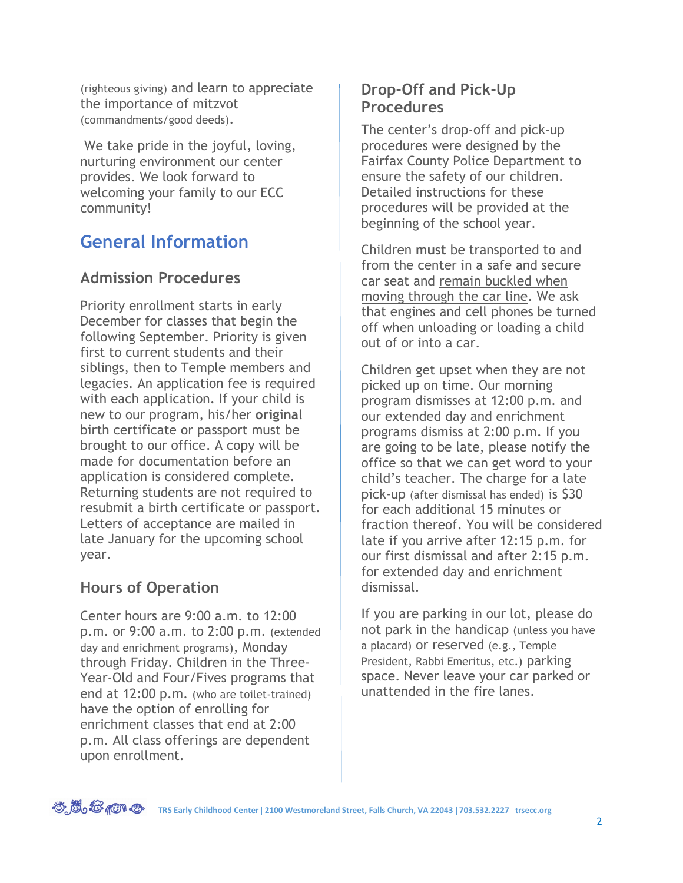(righteous giving) and learn to appreciate the importance of mitzvot (commandments/good deeds).

We take pride in the joyful, loving, nurturing environment our center provides. We look forward to welcoming your family to our ECC community!

## General Information

### Admission Procedures

Priority enrollment starts in early December for classes that begin the following September. Priority is given first to current students and their siblings, then to Temple members and legacies. An application fee is required with each application. If your child is new to our program, his/her **original** birth certificate or passport must be brought to our office. A copy will be made for documentation before an application is considered complete. Returning students are not required to resubmit a birth certificate or passport. Letters of acceptance are mailed in late January for the upcoming school year.

### Hours of Operation

Center hours are 9:00 a.m. to 12:00 p.m. or 9:00 a.m. to 2:00 p.m. (extended day and enrichment programs), Monday through Friday. Children in the Three-Year-Old and Four/Fives programs that end at 12:00 p.m. (who are toilet-trained) have the option of enrolling for enrichment classes that end at 2:00 p.m. All class offerings are dependent upon enrollment.

### Drop-Off and Pick-Up Procedures

The center's drop-off and pick-up procedures were designed by the Fairfax County Police Department to ensure the safety of our children. Detailed instructions for these procedures will be provided at the beginning of the school year.

Children **must** be transported to and from the center in a safe and secure car seat and <u>remain buckled when moving through the car line</u>. We ask that engines and cell phones be turned off when unloading or loading a child out of or into a car.

Children get upset when they are not picked up on time. Our morning program dismisses at 12:00 p.m. and our extended day and enrichment programs dismiss at 2:00 p.m. If you are going to be late, please notify the office so that we can get word to your child's teacher. The charge for a late pick-up (after dismissal has ended) is $30 for each additional 15 minutes or fraction thereof. You will be considered late if you arrive after 12:15 p.m. for our first dismissal and after 2:15 p.m. for extended day and enrichment dismissal.

If you are parking in our lot, please do not park in the handicap (unless you have a placard) or reserved (e.g., Temple President, Rabbi Emeritus, etc.) parking space. Never leave your car parked or unattended in the fire lanes.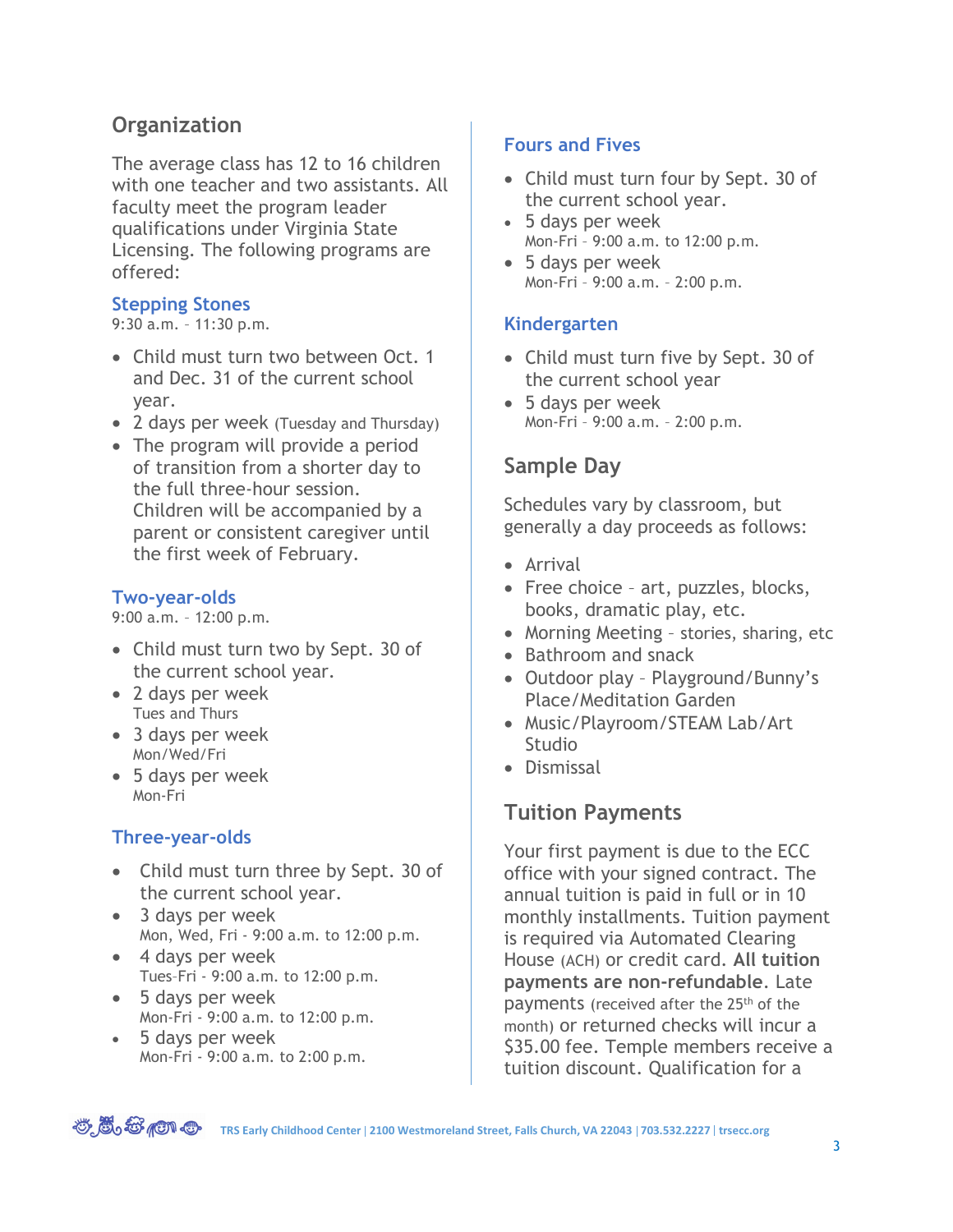## Organization

The average class has 12 to 16 children with one teacher and two assistants. All faculty meet the program leader qualifications under Virginia State Licensing. The following programs are offered:

### Stepping Stones

9:30 a.m. – 11:30 p.m.

- Child must turn two between Oct. 1 and Dec. 31 of the current school year.
- 2 days per week (Tuesday and Thursday)
- The program will provide a period of transition from a shorter day to the full three-hour session. Children will be accompanied by a parent or consistent caregiver until the first week of February.

### Two-year-olds

9:00 a.m. – 12:00 p.m.

- Child must turn two by Sept. 30 of the current school year.
- 2 days per week
  Tues and Thurs
- 3 days per week
  Mon/Wed/Fri
- 5 days per week
  Mon-Fri

### Three-year-olds

- Child must turn three by Sept. 30 of the current school year.
- 3 days per week
  Mon, Wed, Fri - 9:00 a.m. to 12:00 p.m.
- 4 days per week
  Tues-Fri - 9:00 a.m. to 12:00 p.m.
- 5 days per week
  Mon-Fri - 9:00 a.m. to 12:00 p.m.
- 5 days per week
  Mon-Fri - 9:00 a.m. to 2:00 p.m.

### Fours and Fives

- Child must turn four by Sept. 30 of the current school year.
- 5 days per week
  Mon-Fri – 9:00 a.m. to 12:00 p.m.
- 5 days per week
  Mon-Fri – 9:00 a.m. – 2:00 p.m.

### Kindergarten

- Child must turn five by Sept. 30 of the current school year
- 5 days per week
  Mon-Fri – 9:00 a.m. – 2:00 p.m.

## Sample Day

Schedules vary by classroom, but generally a day proceeds as follows:

- Arrival
- Free choice – art, puzzles, blocks, books, dramatic play, etc.
- Morning Meeting – stories, sharing, etc
- Bathroom and snack
- Outdoor play – Playground/Bunny's Place/Meditation Garden
- Music/Playroom/STEAM Lab/Art Studio
- Dismissal

## Tuition Payments

Your first payment is due to the ECC office with your signed contract. The annual tuition is paid in full or in 10 monthly installments. Tuition payment is required via Automated Clearing House (ACH) or credit card. **All tuition payments are non-refundable**. Late payments (received after the 25th of the month) or returned checks will incur a $35.00 fee. Temple members receive a tuition discount. Qualification for a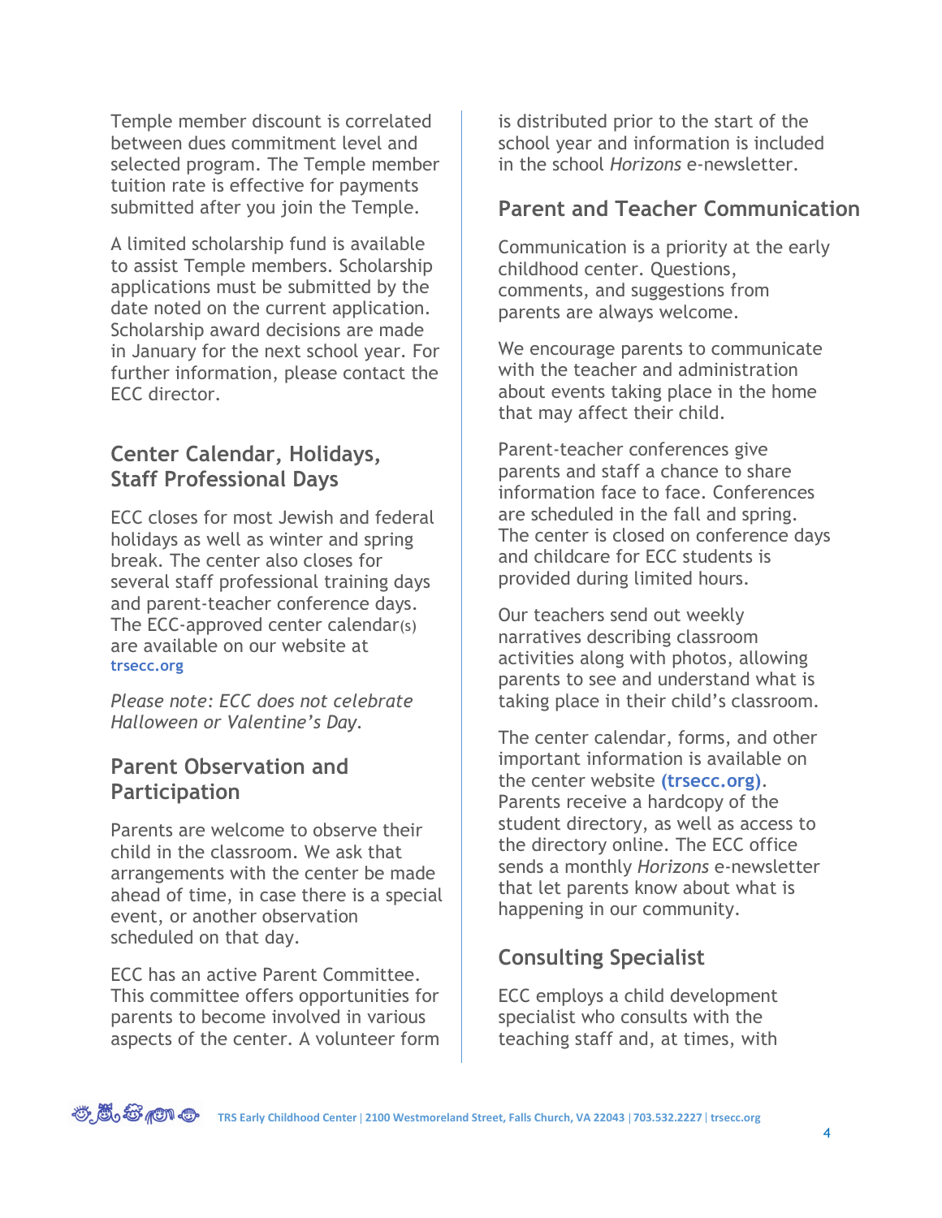Temple member discount is correlated between dues commitment level and selected program. The Temple member tuition rate is effective for payments submitted after you join the Temple.

A limited scholarship fund is available to assist Temple members. Scholarship applications must be submitted by the date noted on the current application. Scholarship award decisions are made in January for the next school year. For further information, please contact the ECC director.

## Center Calendar, Holidays, Staff Professional Days

ECC closes for most Jewish and federal holidays as well as winter and spring break. The center also closes for several staff professional training days and parent-teacher conference days. The ECC-approved center calendar(s) are available on our website at **trsecc.org**

*Please note: ECC does not celebrate Halloween or Valentine's Day.*

## Parent Observation and Participation

Parents are welcome to observe their child in the classroom. We ask that arrangements with the center be made ahead of time, in case there is a special event, or another observation scheduled on that day.

ECC has an active Parent Committee. This committee offers opportunities for parents to become involved in various aspects of the center. A volunteer form is distributed prior to the start of the school year and information is included in the school *Horizons* e-newsletter.

## Parent and Teacher Communication

Communication is a priority at the early childhood center. Questions, comments, and suggestions from parents are always welcome.

We encourage parents to communicate with the teacher and administration about events taking place in the home that may affect their child.

Parent-teacher conferences give parents and staff a chance to share information face to face. Conferences are scheduled in the fall and spring. The center is closed on conference days and childcare for ECC students is provided during limited hours.

Our teachers send out weekly narratives describing classroom activities along with photos, allowing parents to see and understand what is taking place in their child's classroom.

The center calendar, forms, and other important information is available on the center website **(trsecc.org)**. Parents receive a hardcopy of the student directory, as well as access to the directory online. The ECC office sends a monthly *Horizons* e-newsletter that let parents know about what is happening in our community.

## Consulting Specialist

ECC employs a child development specialist who consults with the teaching staff and, at times, with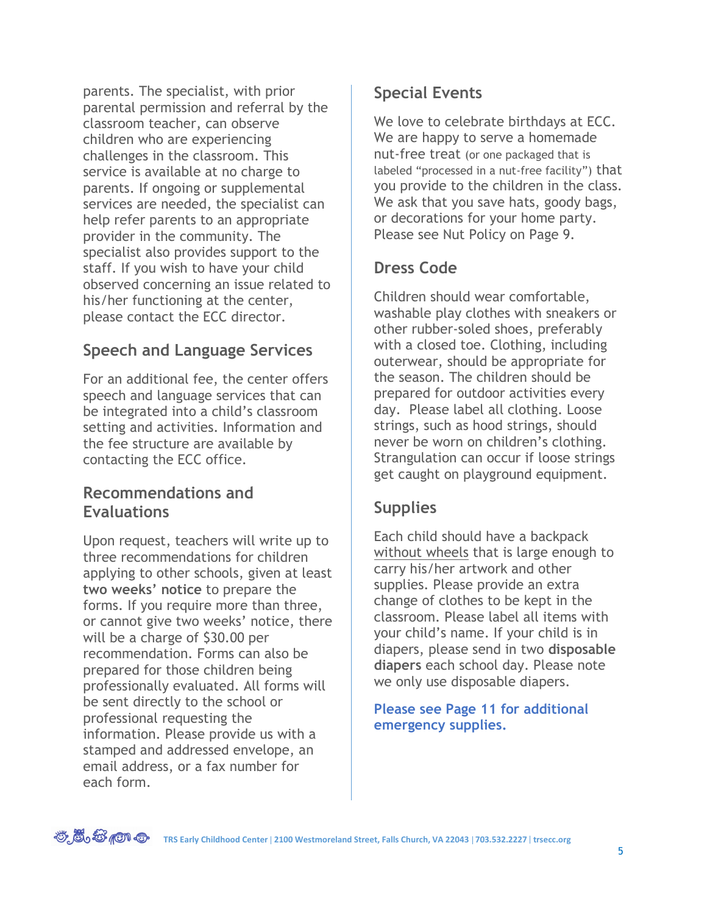parents. The specialist, with prior parental permission and referral by the classroom teacher, can observe children who are experiencing challenges in the classroom. This service is available at no charge to parents. If ongoing or supplemental services are needed, the specialist can help refer parents to an appropriate provider in the community. The specialist also provides support to the staff. If you wish to have your child observed concerning an issue related to his/her functioning at the center, please contact the ECC director.

## Speech and Language Services

For an additional fee, the center offers speech and language services that can be integrated into a child's classroom setting and activities. Information and the fee structure are available by contacting the ECC office.

## Recommendations and Evaluations

Upon request, teachers will write up to three recommendations for children applying to other schools, given at least **two weeks' notice** to prepare the forms. If you require more than three, or cannot give two weeks' notice, there will be a charge of $30.00 per recommendation. Forms can also be prepared for those children being professionally evaluated. All forms will be sent directly to the school or professional requesting the information. Please provide us with a stamped and addressed envelope, an email address, or a fax number for each form.

## Special Events

We love to celebrate birthdays at ECC. We are happy to serve a homemade nut-free treat (or one packaged that is labeled "processed in a nut-free facility") that you provide to the children in the class. We ask that you save hats, goody bags, or decorations for your home party. Please see Nut Policy on Page 9.

## Dress Code

Children should wear comfortable, washable play clothes with sneakers or other rubber-soled shoes, preferably with a closed toe. Clothing, including outerwear, should be appropriate for the season. The children should be prepared for outdoor activities every day. Please label all clothing. Loose strings, such as hood strings, should never be worn on children's clothing. Strangulation can occur if loose strings get caught on playground equipment.

## Supplies

Each child should have a backpack <u>without wheels</u> that is large enough to carry his/her artwork and other supplies. Please provide an extra change of clothes to be kept in the classroom. Please label all items with your child's name. If your child is in diapers, please send in two **disposable diapers** each school day. Please note we only use disposable diapers.

**Please see Page 11 for additional emergency supplies.**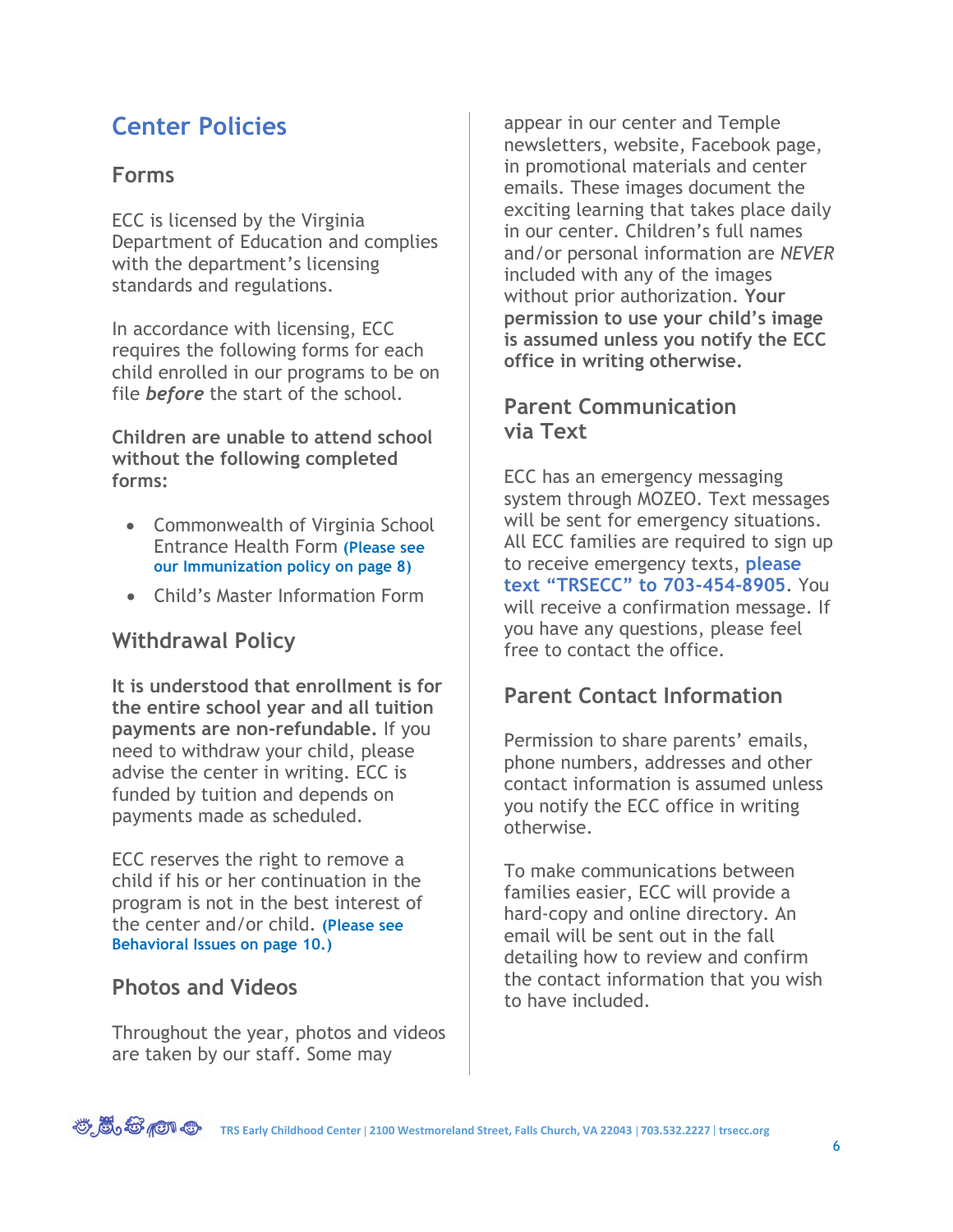# Center Policies

## Forms

ECC is licensed by the Virginia Department of Education and complies with the department's licensing standards and regulations.

In accordance with licensing, ECC requires the following forms for each child enrolled in our programs to be on file ***before*** the start of the school.

**Children are unable to attend school without the following completed forms:**

- Commonwealth of Virginia School Entrance Health Form **(Please see our Immunization policy on page 8)**
- Child's Master Information Form

## Withdrawal Policy

**It is understood that enrollment is for the entire school year and all tuition payments are non-refundable.** If you need to withdraw your child, please advise the center in writing. ECC is funded by tuition and depends on payments made as scheduled.

ECC reserves the right to remove a child if his or her continuation in the program is not in the best interest of the center and/or child. **(Please see Behavioral Issues on page 10.)**

## Photos and Videos

Throughout the year, photos and videos are taken by our staff. Some may appear in our center and Temple newsletters, website, Facebook page, in promotional materials and center emails. These images document the exciting learning that takes place daily in our center. Children's full names and/or personal information are *NEVER* included with any of the images without prior authorization. **Your permission to use your child's image is assumed unless you notify the ECC office in writing otherwise.**

## Parent Communication via Text

ECC has an emergency messaging system through MOZEO. Text messages will be sent for emergency situations. All ECC families are required to sign up to receive emergency texts, **please text "TRSECC" to 703-454-8905**. You will receive a confirmation message. If you have any questions, please feel free to contact the office.

## Parent Contact Information

Permission to share parents' emails, phone numbers, addresses and other contact information is assumed unless you notify the ECC office in writing otherwise.

To make communications between families easier, ECC will provide a hard-copy and online directory. An email will be sent out in the fall detailing how to review and confirm the contact information that you wish to have included.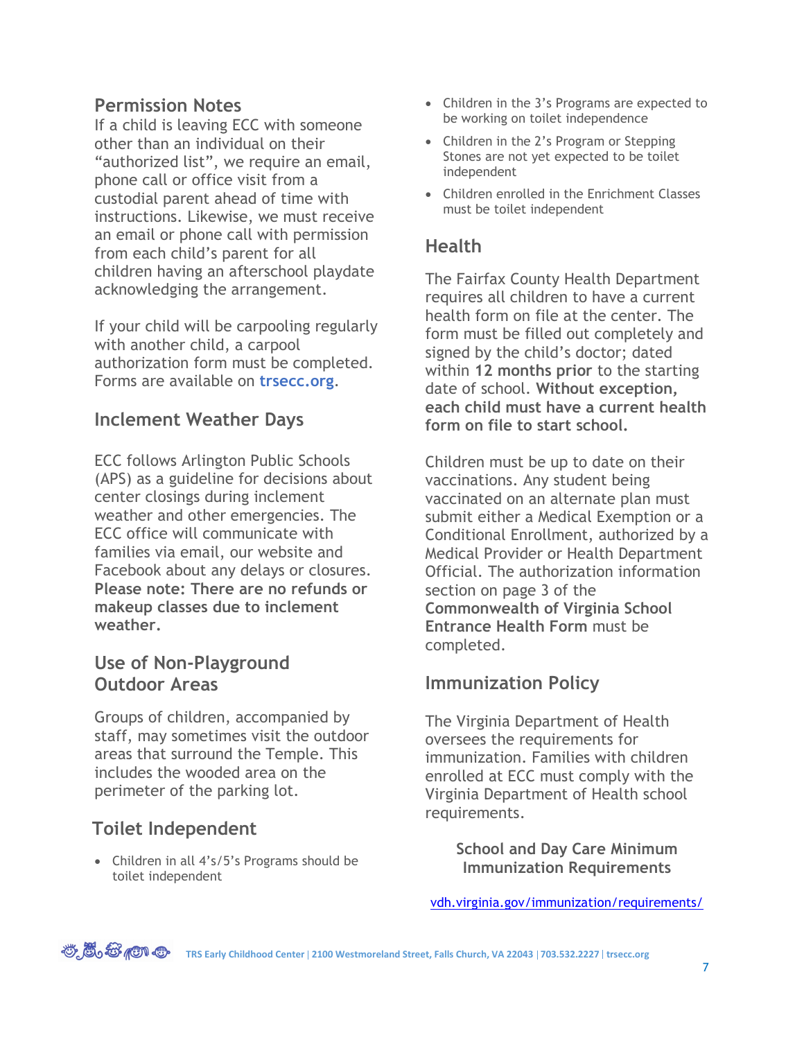## Permission Notes

If a child is leaving ECC with someone other than an individual on their "authorized list", we require an email, phone call or office visit from a custodial parent ahead of time with instructions. Likewise, we must receive an email or phone call with permission from each child's parent for all children having an afterschool playdate acknowledging the arrangement.

If your child will be carpooling regularly with another child, a carpool authorization form must be completed. Forms are available on **trsecc.org**.

## Inclement Weather Days

ECC follows Arlington Public Schools (APS) as a guideline for decisions about center closings during inclement weather and other emergencies. The ECC office will communicate with families via email, our website and Facebook about any delays or closures. **Please note: There are no refunds or makeup classes due to inclement weather.**

## Use of Non-Playground Outdoor Areas

Groups of children, accompanied by staff, may sometimes visit the outdoor areas that surround the Temple. This includes the wooded area on the perimeter of the parking lot.

## Toilet Independent

- Children in all 4's/5's Programs should be toilet independent
- Children in the 3's Programs are expected to be working on toilet independence
- Children in the 2's Program or Stepping Stones are not yet expected to be toilet independent
- Children enrolled in the Enrichment Classes must be toilet independent

## Health

The Fairfax County Health Department requires all children to have a current health form on file at the center. The form must be filled out completely and signed by the child's doctor; dated within **12 months prior** to the starting date of school. **Without exception, each child must have a current health form on file to start school.**

Children must be up to date on their vaccinations. Any student being vaccinated on an alternate plan must submit either a Medical Exemption or a Conditional Enrollment, authorized by a Medical Provider or Health Department Official. The authorization information section on page 3 of the **Commonwealth of Virginia School Entrance Health Form** must be completed.

## Immunization Policy

The Virginia Department of Health oversees the requirements for immunization. Families with children enrolled at ECC must comply with the Virginia Department of Health school requirements.

**School and Day Care Minimum Immunization Requirements**

vdh.virginia.gov/immunization/requirements/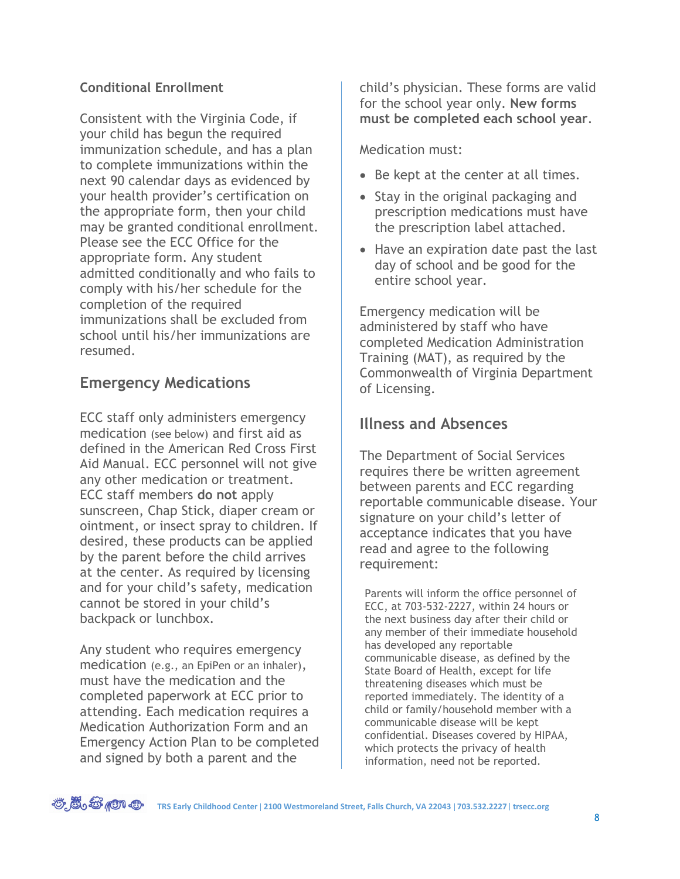**Conditional Enrollment**

Consistent with the Virginia Code, if your child has begun the required immunization schedule, and has a plan to complete immunizations within the next 90 calendar days as evidenced by your health provider's certification on the appropriate form, then your child may be granted conditional enrollment. Please see the ECC Office for the appropriate form. Any student admitted conditionally and who fails to comply with his/her schedule for the completion of the required immunizations shall be excluded from school until his/her immunizations are resumed.

## Emergency Medications

ECC staff only administers emergency medication (see below) and first aid as defined in the American Red Cross First Aid Manual. ECC personnel will not give any other medication or treatment. ECC staff members **do not** apply sunscreen, Chap Stick, diaper cream or ointment, or insect spray to children. If desired, these products can be applied by the parent before the child arrives at the center. As required by licensing and for your child's safety, medication cannot be stored in your child's backpack or lunchbox.

Any student who requires emergency medication (e.g., an EpiPen or an inhaler), must have the medication and the completed paperwork at ECC prior to attending. Each medication requires a Medication Authorization Form and an Emergency Action Plan to be completed and signed by both a parent and the child's physician. These forms are valid for the school year only. **New forms must be completed each school year**.

Medication must:

- Be kept at the center at all times.
- Stay in the original packaging and prescription medications must have the prescription label attached.
- Have an expiration date past the last day of school and be good for the entire school year.

Emergency medication will be administered by staff who have completed Medication Administration Training (MAT), as required by the Commonwealth of Virginia Department of Licensing.

## Illness and Absences

The Department of Social Services requires there be written agreement between parents and ECC regarding reportable communicable disease. Your signature on your child's letter of acceptance indicates that you have read and agree to the following requirement:

> Parents will inform the office personnel of ECC, at 703-532-2227, within 24 hours or the next business day after their child or any member of their immediate household has developed any reportable communicable disease, as defined by the State Board of Health, except for life threatening diseases which must be reported immediately. The identity of a child or family/household member with a communicable disease will be kept confidential. Diseases covered by HIPAA, which protects the privacy of health information, need not be reported.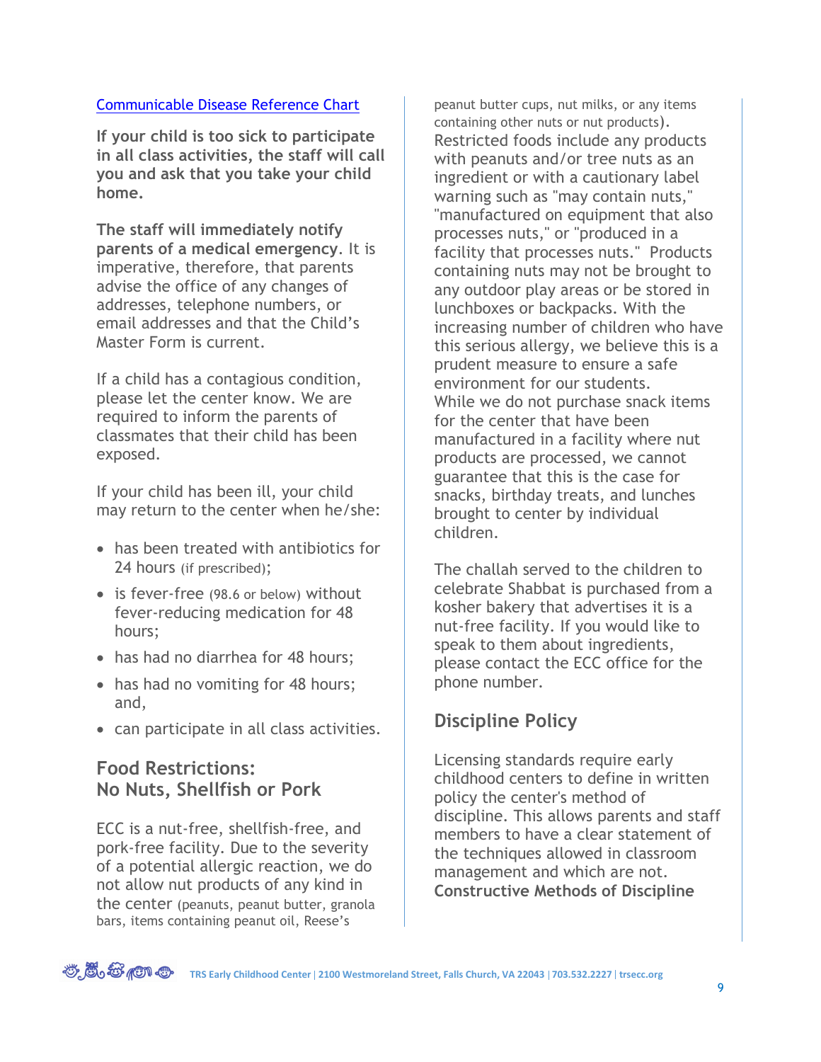[Communicable Disease Reference Chart]

**If your child is too sick to participate in all class activities, the staff will call you and ask that you take your child home.**

**The staff will immediately notify parents of a medical emergency**. It is imperative, therefore, that parents advise the office of any changes of addresses, telephone numbers, or email addresses and that the Child's Master Form is current.

If a child has a contagious condition, please let the center know. We are required to inform the parents of classmates that their child has been exposed.

If your child has been ill, your child may return to the center when he/she:

- has been treated with antibiotics for 24 hours (if prescribed);
- is fever-free (98.6 or below) without fever-reducing medication for 48 hours;
- has had no diarrhea for 48 hours;
- has had no vomiting for 48 hours; and,
- can participate in all class activities.

## Food Restrictions: No Nuts, Shellfish or Pork

ECC is a nut-free, shellfish-free, and pork-free facility. Due to the severity of a potential allergic reaction, we do not allow nut products of any kind in the center (peanuts, peanut butter, granola bars, items containing peanut oil, Reese's peanut butter cups, nut milks, or any items containing other nuts or nut products). Restricted foods include any products with peanuts and/or tree nuts as an ingredient or with a cautionary label warning such as "may contain nuts," "manufactured on equipment that also processes nuts," or "produced in a facility that processes nuts." Products containing nuts may not be brought to any outdoor play areas or be stored in lunchboxes or backpacks. With the increasing number of children who have this serious allergy, we believe this is a prudent measure to ensure a safe environment for our students.
While we do not purchase snack items for the center that have been manufactured in a facility where nut products are processed, we cannot guarantee that this is the case for snacks, birthday treats, and lunches brought to center by individual children.

The challah served to the children to celebrate Shabbat is purchased from a kosher bakery that advertises it is a nut-free facility. If you would like to speak to them about ingredients, please contact the ECC office for the phone number.

## Discipline Policy

Licensing standards require early childhood centers to define in written policy the center's method of discipline. This allows parents and staff members to have a clear statement of the techniques allowed in classroom management and which are not.
**Constructive Methods of Discipline**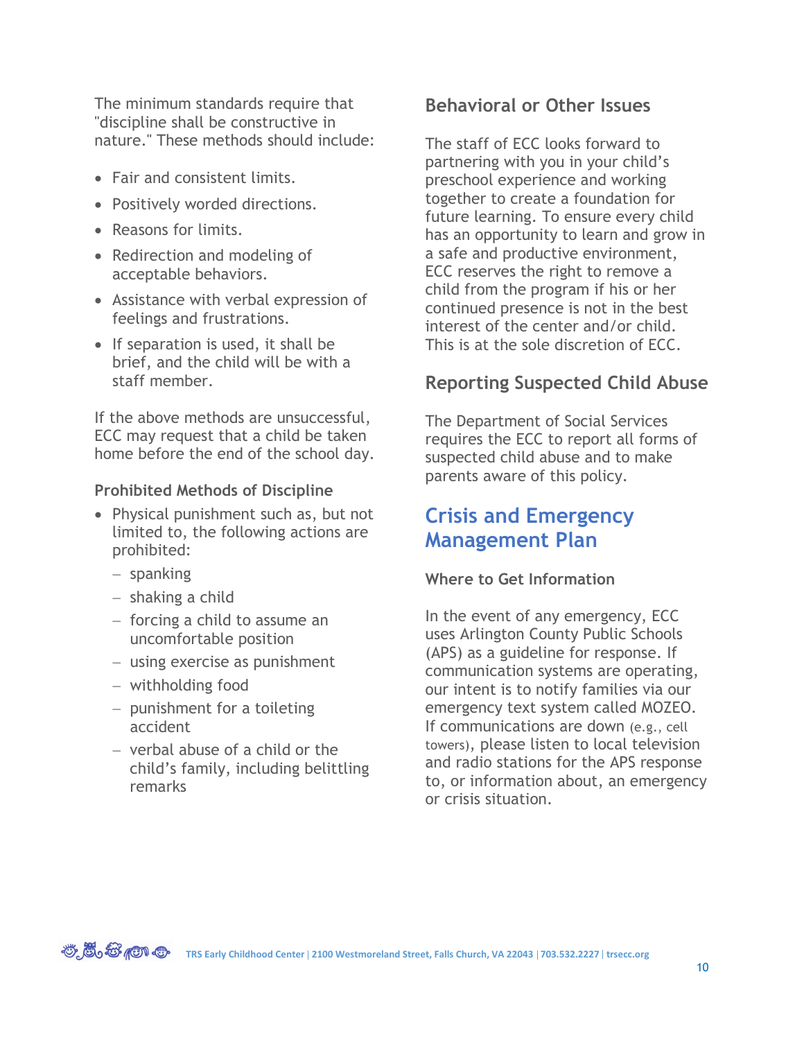The minimum standards require that "discipline shall be constructive in nature." These methods should include:

- Fair and consistent limits.
- Positively worded directions.
- Reasons for limits.
- Redirection and modeling of acceptable behaviors.
- Assistance with verbal expression of feelings and frustrations.
- If separation is used, it shall be brief, and the child will be with a staff member.

If the above methods are unsuccessful, ECC may request that a child be taken home before the end of the school day.

**Prohibited Methods of Discipline**

- Physical punishment such as, but not limited to, the following actions are prohibited:
  - spanking
  - shaking a child
  - forcing a child to assume an uncomfortable position
  - using exercise as punishment
  - withholding food
  - punishment for a toileting accident
  - verbal abuse of a child or the child's family, including belittling remarks

## Behavioral or Other Issues

The staff of ECC looks forward to partnering with you in your child's preschool experience and working together to create a foundation for future learning. To ensure every child has an opportunity to learn and grow in a safe and productive environment, ECC reserves the right to remove a child from the program if his or her continued presence is not in the best interest of the center and/or child. This is at the sole discretion of ECC.

## Reporting Suspected Child Abuse

The Department of Social Services requires the ECC to report all forms of suspected child abuse and to make parents aware of this policy.

# Crisis and Emergency Management Plan

**Where to Get Information**

In the event of any emergency, ECC uses Arlington County Public Schools (APS) as a guideline for response. If communication systems are operating, our intent is to notify families via our emergency text system called MOZEO. If communications are down (e.g., cell towers), please listen to local television and radio stations for the APS response to, or information about, an emergency or crisis situation.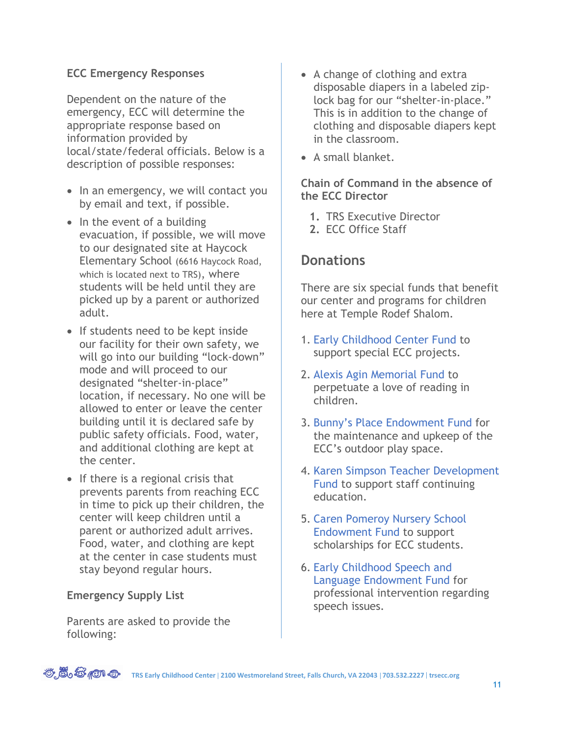### ECC Emergency Responses

Dependent on the nature of the emergency, ECC will determine the appropriate response based on information provided by local/state/federal officials. Below is a description of possible responses:

- In an emergency, we will contact you by email and text, if possible.
- In the event of a building evacuation, if possible, we will move to our designated site at Haycock Elementary School (6616 Haycock Road, which is located next to TRS), where students will be held until they are picked up by a parent or authorized adult.
- If students need to be kept inside our facility for their own safety, we will go into our building "lock-down" mode and will proceed to our designated "shelter-in-place" location, if necessary. No one will be allowed to enter or leave the center building until it is declared safe by public safety officials. Food, water, and additional clothing are kept at the center.
- If there is a regional crisis that prevents parents from reaching ECC in time to pick up their children, the center will keep children until a parent or authorized adult arrives. Food, water, and clothing are kept at the center in case students must stay beyond regular hours.

### Emergency Supply List

Parents are asked to provide the following:

- A change of clothing and extra disposable diapers in a labeled zip-lock bag for our "shelter-in-place." This is in addition to the change of clothing and disposable diapers kept in the classroom.
- A small blanket.

### Chain of Command in the absence of the ECC Director

1. TRS Executive Director
2. ECC Office Staff

## Donations

There are six special funds that benefit our center and programs for children here at Temple Rodef Shalom.

1. Early Childhood Center Fund to support special ECC projects.
2. Alexis Agin Memorial Fund to perpetuate a love of reading in children.
3. Bunny's Place Endowment Fund for the maintenance and upkeep of the ECC's outdoor play space.
4. Karen Simpson Teacher Development Fund to support staff continuing education.
5. Caren Pomeroy Nursery School Endowment Fund to support scholarships for ECC students.
6. Early Childhood Speech and Language Endowment Fund for professional intervention regarding speech issues.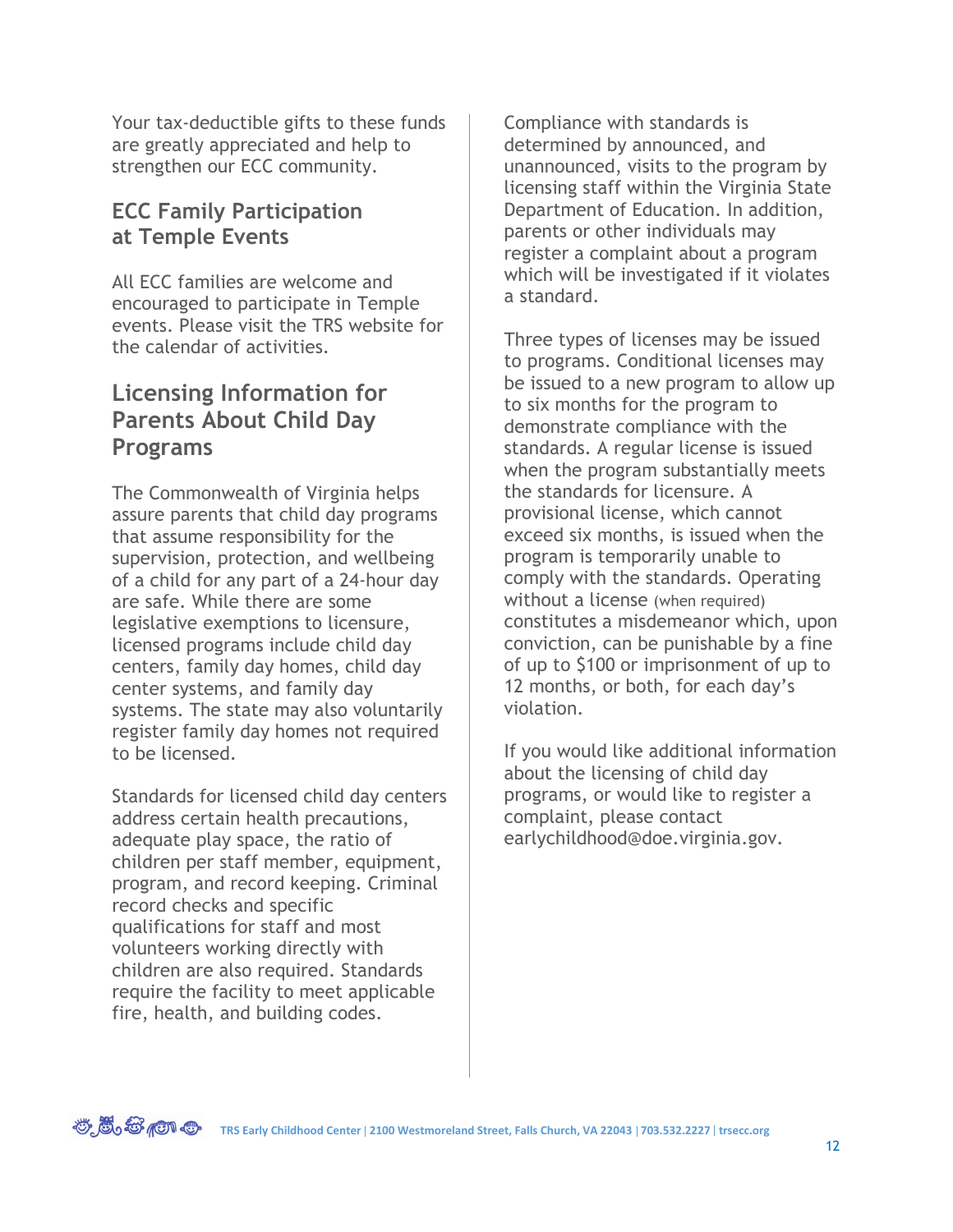Your tax-deductible gifts to these funds are greatly appreciated and help to strengthen our ECC community.

## ECC Family Participation at Temple Events

All ECC families are welcome and encouraged to participate in Temple events. Please visit the TRS website for the calendar of activities.

## Licensing Information for Parents About Child Day Programs

The Commonwealth of Virginia helps assure parents that child day programs that assume responsibility for the supervision, protection, and wellbeing of a child for any part of a 24-hour day are safe. While there are some legislative exemptions to licensure, licensed programs include child day centers, family day homes, child day center systems, and family day systems. The state may also voluntarily register family day homes not required to be licensed.

Standards for licensed child day centers address certain health precautions, adequate play space, the ratio of children per staff member, equipment, program, and record keeping. Criminal record checks and specific qualifications for staff and most volunteers working directly with children are also required. Standards require the facility to meet applicable fire, health, and building codes.

Compliance with standards is determined by announced, and unannounced, visits to the program by licensing staff within the Virginia State Department of Education. In addition, parents or other individuals may register a complaint about a program which will be investigated if it violates a standard.

Three types of licenses may be issued to programs. Conditional licenses may be issued to a new program to allow up to six months for the program to demonstrate compliance with the standards. A regular license is issued when the program substantially meets the standards for licensure. A provisional license, which cannot exceed six months, is issued when the program is temporarily unable to comply with the standards. Operating without a license (when required) constitutes a misdemeanor which, upon conviction, can be punishable by a fine of up to $100 or imprisonment of up to 12 months, or both, for each day's violation.

If you would like additional information about the licensing of child day programs, or would like to register a complaint, please contact earlychildhood@doe.virginia.gov.